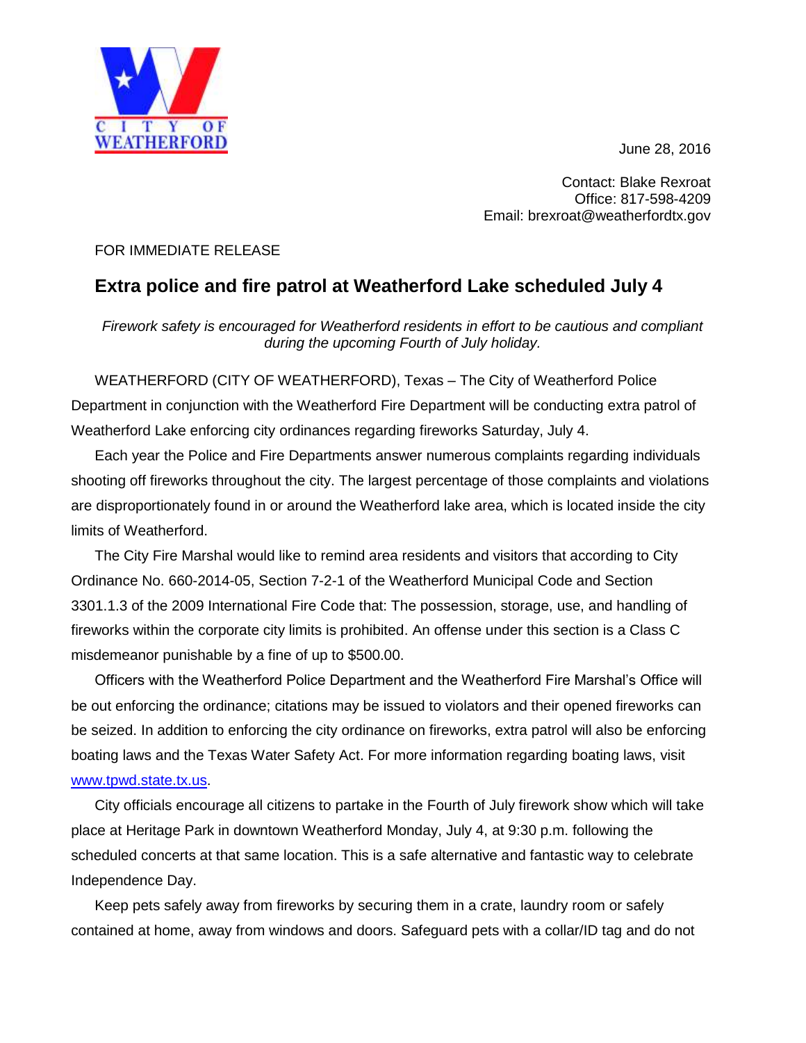CITY OF WEATHERFORD

June 28, 2016

Contact: Blake Rexroat
Office: 817-598-4209
Email: brexroat@weatherfordtx.gov

FOR IMMEDIATE RELEASE

# Extra police and fire patrol at Weatherford Lake scheduled July 4

*Firework safety is encouraged for Weatherford residents in effort to be cautious and compliant during the upcoming Fourth of July holiday.*

WEATHERFORD (CITY OF WEATHERFORD), Texas – The City of Weatherford Police Department in conjunction with the Weatherford Fire Department will be conducting extra patrol of Weatherford Lake enforcing city ordinances regarding fireworks Saturday, July 4.

Each year the Police and Fire Departments answer numerous complaints regarding individuals shooting off fireworks throughout the city. The largest percentage of those complaints and violations are disproportionately found in or around the Weatherford lake area, which is located inside the city limits of Weatherford.

The City Fire Marshal would like to remind area residents and visitors that according to City Ordinance No. 660-2014-05, Section 7-2-1 of the Weatherford Municipal Code and Section 3301.1.3 of the 2009 International Fire Code that: The possession, storage, use, and handling of fireworks within the corporate city limits is prohibited. An offense under this section is a Class C misdemeanor punishable by a fine of up to $500.00.

Officers with the Weatherford Police Department and the Weatherford Fire Marshal's Office will be out enforcing the ordinance; citations may be issued to violators and their opened fireworks can be seized. In addition to enforcing the city ordinance on fireworks, extra patrol will also be enforcing boating laws and the Texas Water Safety Act. For more information regarding boating laws, visit www.tpwd.state.tx.us.

City officials encourage all citizens to partake in the Fourth of July firework show which will take place at Heritage Park in downtown Weatherford Monday, July 4, at 9:30 p.m. following the scheduled concerts at that same location. This is a safe alternative and fantastic way to celebrate Independence Day.

Keep pets safely away from fireworks by securing them in a crate, laundry room or safely contained at home, away from windows and doors. Safeguard pets with a collar/ID tag and do not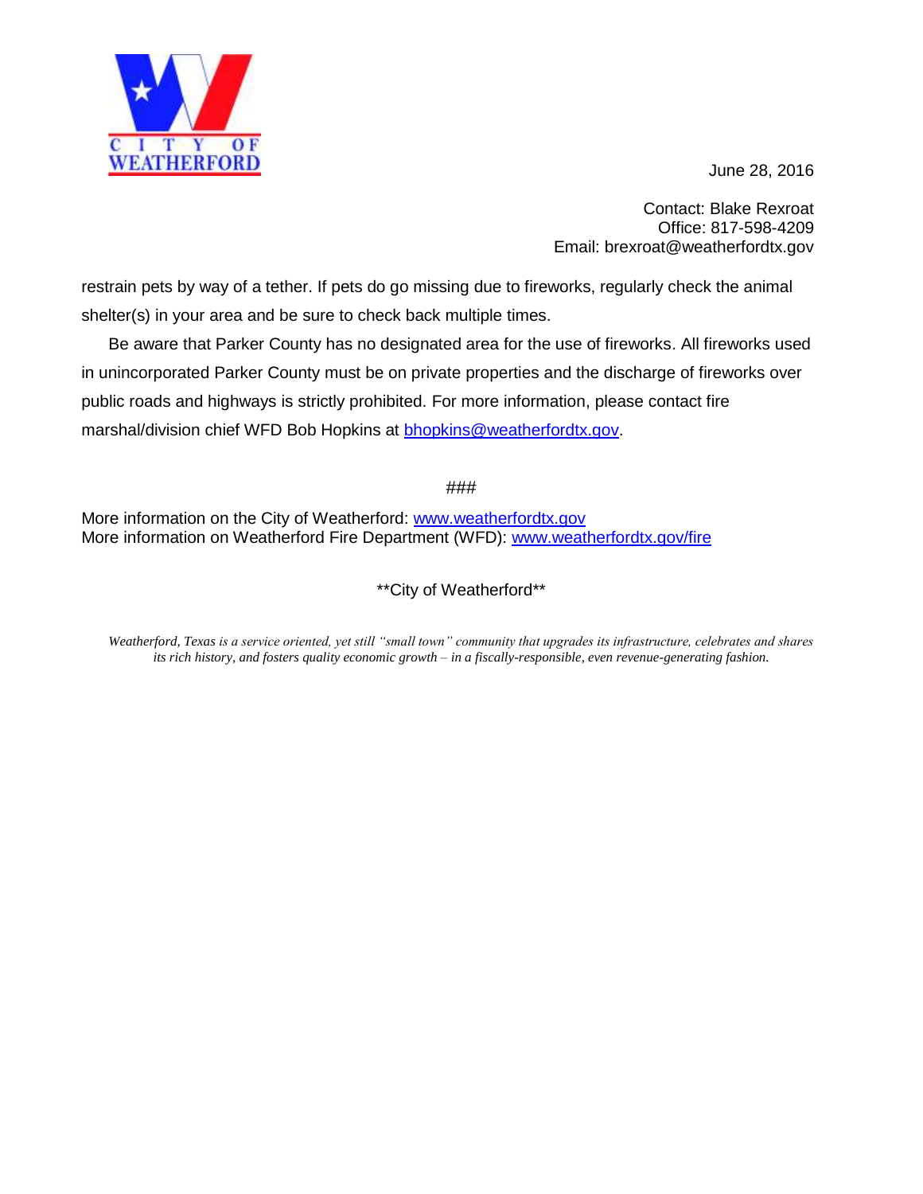June 28, 2016

Contact: Blake Rexroat
Office: 817-598-4209
Email: brexroat@weatherfordtx.gov

restrain pets by way of a tether. If pets do go missing due to fireworks, regularly check the animal shelter(s) in your area and be sure to check back multiple times.

Be aware that Parker County has no designated area for the use of fireworks. All fireworks used in unincorporated Parker County must be on private properties and the discharge of fireworks over public roads and highways is strictly prohibited. For more information, please contact fire marshal/division chief WFD Bob Hopkins at bhopkins@weatherfordtx.gov.

###

More information on the City of Weatherford: www.weatherfordtx.gov
More information on Weatherford Fire Department (WFD): www.weatherfordtx.gov/fire

**City of Weatherford**

*Weatherford, Texas is a service oriented, yet still "small town" community that upgrades its infrastructure, celebrates and shares its rich history, and fosters quality economic growth – in a fiscally-responsible, even revenue-generating fashion.*